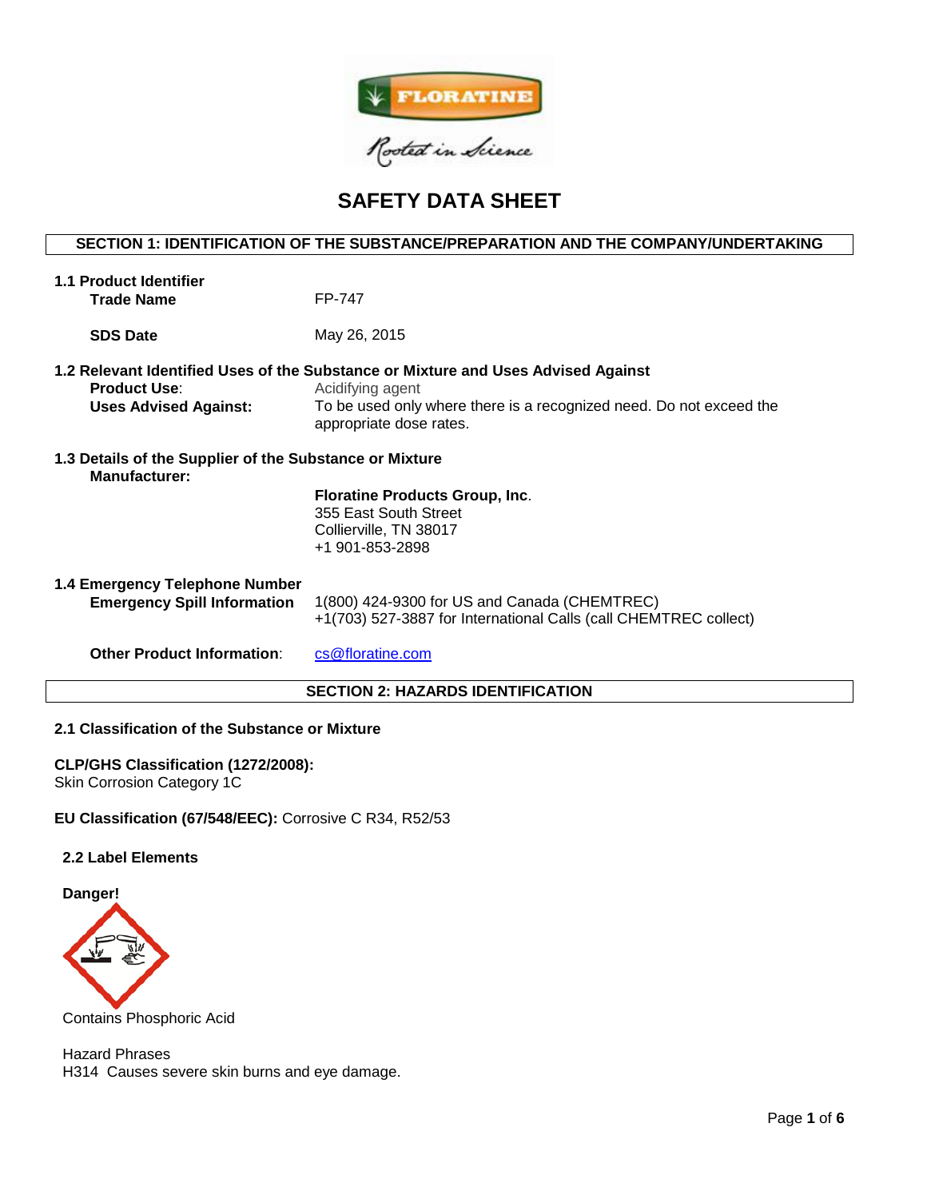# SAFETY DATA SHEET

## SECTION 1: IDENTIFICATION OF THE SUBSTANCE/PREPARATION AND THE COMPANY/UNDERTAKING

**1.1 Product Identifier**

**Trade Name** FP-747

**SDS Date** May 26, 2015

**1.2 Relevant Identified Uses of the Substance or Mixture and Uses Advised Against**

**Product Use**: Acidifying agent

**Uses Advised Against:** To be used only where there is a recognized need. Do not exceed the appropriate dose rates.

**1.3 Details of the Supplier of the Substance or Mixture**

**Manufacturer:**

**Floratine Products Group, Inc**.
355 East South Street
Collierville, TN 38017
+1 901-853-2898

**1.4 Emergency Telephone Number**

**Emergency Spill Information** 1(800) 424-9300 for US and Canada (CHEMTREC)
+1(703) 527-3887 for International Calls (call CHEMTREC collect)

**Other Product Information**: cs@floratine.com

## SECTION 2: HAZARDS IDENTIFICATION

**2.1 Classification of the Substance or Mixture**

**CLP/GHS Classification (1272/2008):**
Skin Corrosion Category 1C

**EU Classification (67/548/EEC):** Corrosive C R34, R52/53

**2.2 Label Elements**

**Danger!**

Contains Phosphoric Acid

Hazard Phrases
H314 Causes severe skin burns and eye damage.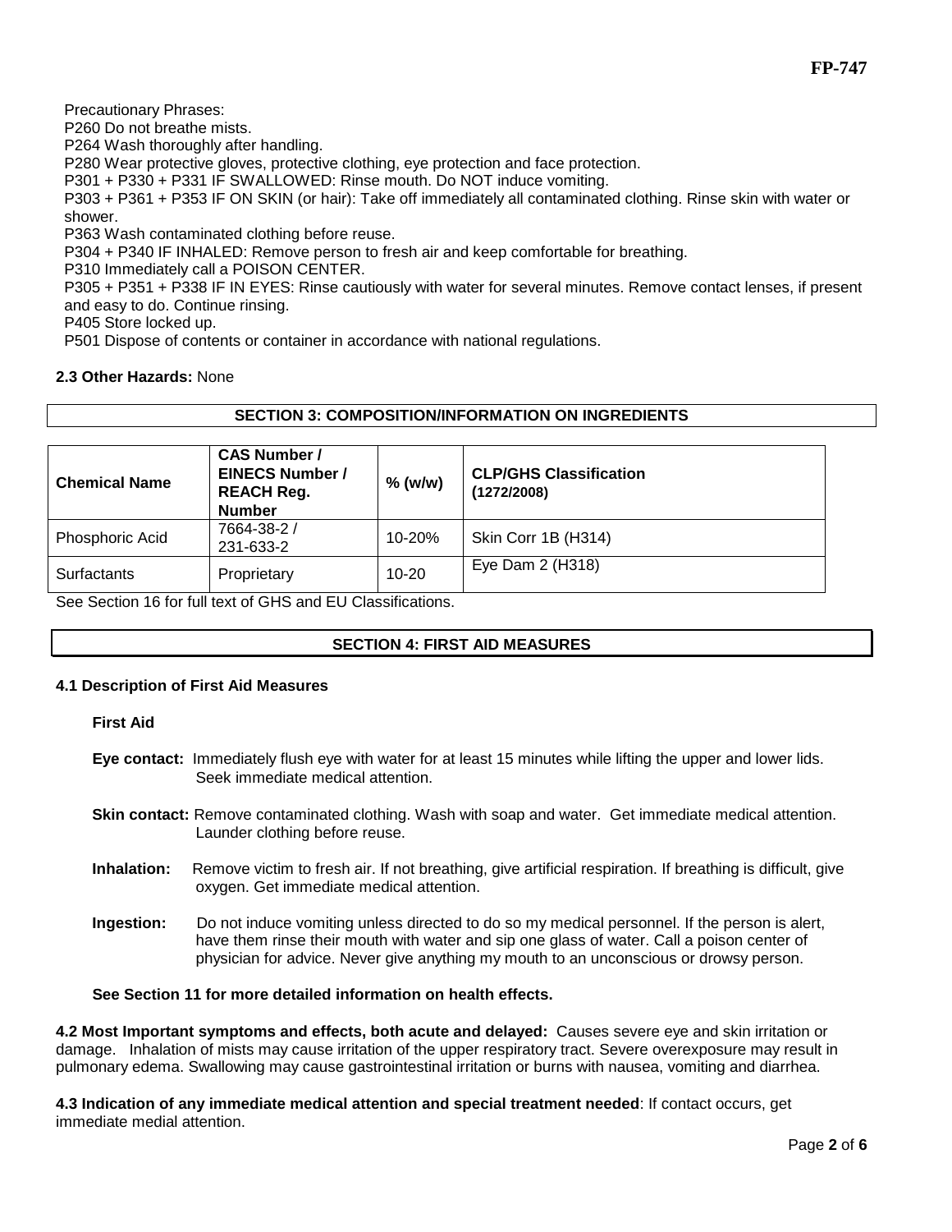Precautionary Phrases:
P260 Do not breathe mists.
P264 Wash thoroughly after handling.
P280 Wear protective gloves, protective clothing, eye protection and face protection.
P301 + P330 + P331 IF SWALLOWED: Rinse mouth. Do NOT induce vomiting.
P303 + P361 + P353 IF ON SKIN (or hair): Take off immediately all contaminated clothing. Rinse skin with water or shower.
P363 Wash contaminated clothing before reuse.
P304 + P340 IF INHALED: Remove person to fresh air and keep comfortable for breathing.
P310 Immediately call a POISON CENTER.
P305 + P351 + P338 IF IN EYES: Rinse cautiously with water for several minutes. Remove contact lenses, if present and easy to do. Continue rinsing.
P405 Store locked up.
P501 Dispose of contents or container in accordance with national regulations.

**2.3 Other Hazards:** None

## SECTION 3: COMPOSITION/INFORMATION ON INGREDIENTS

| Chemical Name | CAS Number / EINECS Number / REACH Reg. Number | % (w/w) | CLP/GHS Classification (1272/2008) |
|---|---|---|---|
| Phosphoric Acid | 7664-38-2 / 231-633-2 | 10-20% | Skin Corr 1B (H314) |
| Surfactants | Proprietary | 10-20 | Eye Dam 2 (H318) |

See Section 16 for full text of GHS and EU Classifications.

## SECTION 4: FIRST AID MEASURES

### 4.1 Description of First Aid Measures

**First Aid**

**Eye contact:** Immediately flush eye with water for at least 15 minutes while lifting the upper and lower lids. Seek immediate medical attention.

**Skin contact:** Remove contaminated clothing. Wash with soap and water. Get immediate medical attention. Launder clothing before reuse.

**Inhalation:** Remove victim to fresh air. If not breathing, give artificial respiration. If breathing is difficult, give oxygen. Get immediate medical attention.

**Ingestion:** Do not induce vomiting unless directed to do so my medical personnel. If the person is alert, have them rinse their mouth with water and sip one glass of water. Call a poison center of physician for advice. Never give anything my mouth to an unconscious or drowsy person.

**See Section 11 for more detailed information on health effects.**

**4.2 Most Important symptoms and effects, both acute and delayed:** Causes severe eye and skin irritation or damage. Inhalation of mists may cause irritation of the upper respiratory tract. Severe overexposure may result in pulmonary edema. Swallowing may cause gastrointestinal irritation or burns with nausea, vomiting and diarrhea.

**4.3 Indication of any immediate medical attention and special treatment needed**: If contact occurs, get immediate medial attention.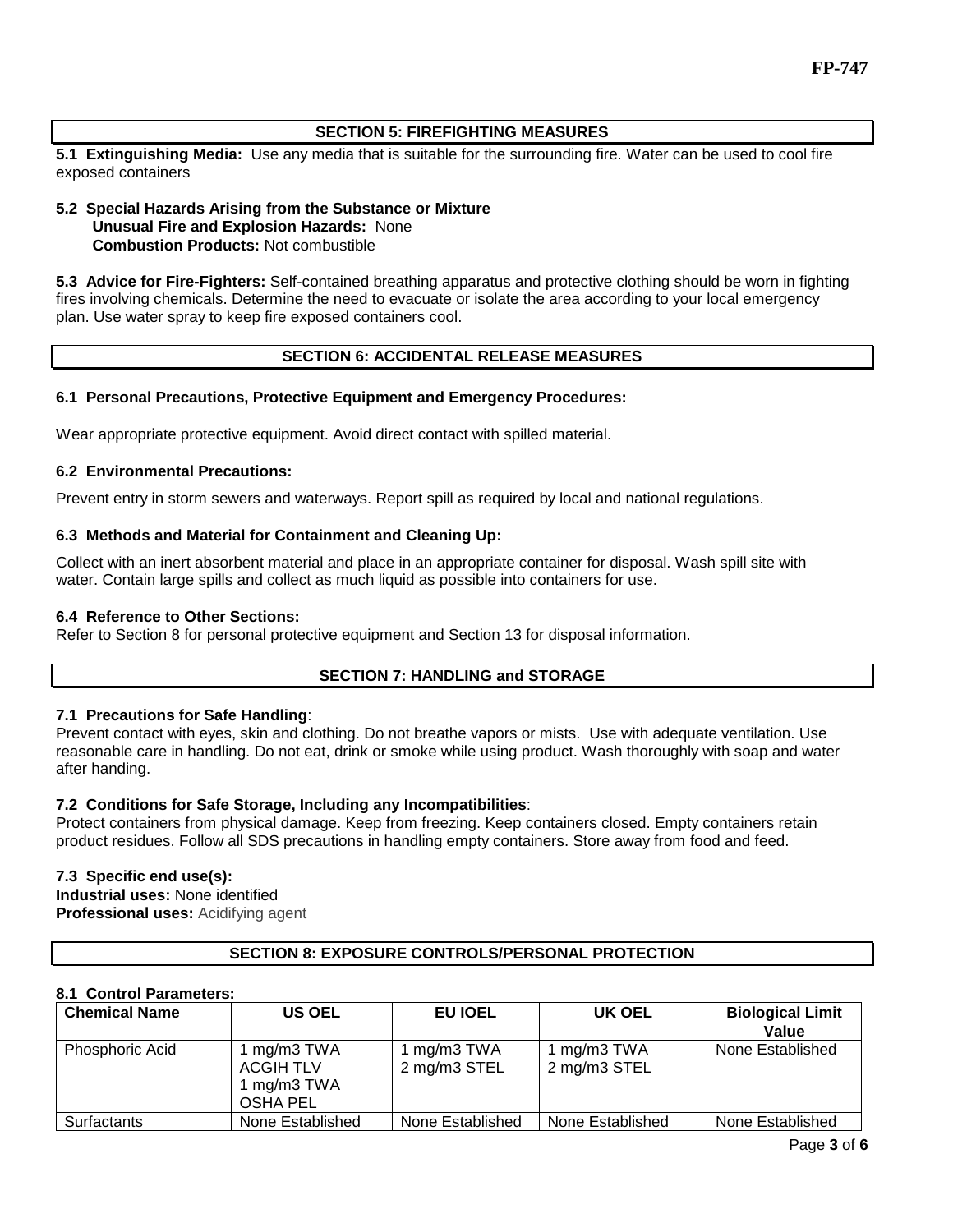## SECTION 5: FIREFIGHTING MEASURES

**5.1 Extinguishing Media:** Use any media that is suitable for the surrounding fire. Water can be used to cool fire exposed containers

**5.2 Special Hazards Arising from the Substance or Mixture**
**Unusual Fire and Explosion Hazards:** None
**Combustion Products:** Not combustible

**5.3 Advice for Fire-Fighters:** Self-contained breathing apparatus and protective clothing should be worn in fighting fires involving chemicals. Determine the need to evacuate or isolate the area according to your local emergency plan. Use water spray to keep fire exposed containers cool.

## SECTION 6: ACCIDENTAL RELEASE MEASURES

**6.1 Personal Precautions, Protective Equipment and Emergency Procedures:**

Wear appropriate protective equipment. Avoid direct contact with spilled material.

**6.2 Environmental Precautions:**

Prevent entry in storm sewers and waterways. Report spill as required by local and national regulations.

**6.3 Methods and Material for Containment and Cleaning Up:**

Collect with an inert absorbent material and place in an appropriate container for disposal. Wash spill site with water. Contain large spills and collect as much liquid as possible into containers for use.

**6.4 Reference to Other Sections:**
Refer to Section 8 for personal protective equipment and Section 13 for disposal information.

## SECTION 7: HANDLING and STORAGE

**7.1 Precautions for Safe Handling**:
Prevent contact with eyes, skin and clothing. Do not breathe vapors or mists. Use with adequate ventilation. Use reasonable care in handling. Do not eat, drink or smoke while using product. Wash thoroughly with soap and water after handing.

**7.2 Conditions for Safe Storage, Including any Incompatibilities**:
Protect containers from physical damage. Keep from freezing. Keep containers closed. Empty containers retain product residues. Follow all SDS precautions in handling empty containers. Store away from food and feed.

**7.3 Specific end use(s):**
**Industrial uses:** None identified
**Professional uses:** Acidifying agent

## SECTION 8: EXPOSURE CONTROLS/PERSONAL PROTECTION

**8.1 Control Parameters:**

| Chemical Name | US OEL | EU IOEL | UK OEL | Biological Limit Value |
|---|---|---|---|---|
| Phosphoric Acid | 1 mg/m3 TWA ACGIH TLV<br>1 mg/m3 TWA OSHA PEL | 1 mg/m3 TWA<br>2 mg/m3 STEL | 1 mg/m3 TWA<br>2 mg/m3 STEL | None Established |
| Surfactants | None Established | None Established | None Established | None Established |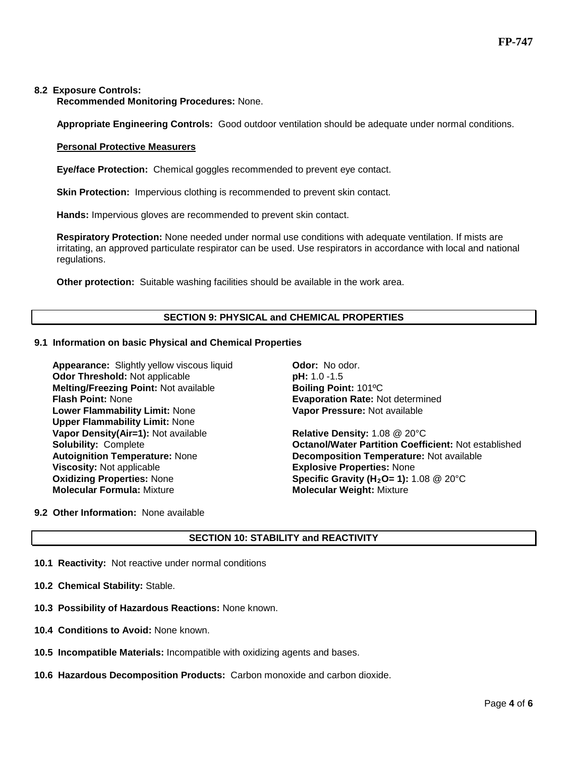### 8.2 Exposure Controls:

**Recommended Monitoring Procedures:** None.

**Appropriate Engineering Controls:** Good outdoor ventilation should be adequate under normal conditions.

**Personal Protective Measurers**

**Eye/face Protection:** Chemical goggles recommended to prevent eye contact.

**Skin Protection:** Impervious clothing is recommended to prevent skin contact.

**Hands:** Impervious gloves are recommended to prevent skin contact.

**Respiratory Protection:** None needed under normal use conditions with adequate ventilation. If mists are irritating, an approved particulate respirator can be used. Use respirators in accordance with local and national regulations.

**Other protection:** Suitable washing facilities should be available in the work area.

## SECTION 9: PHYSICAL and CHEMICAL PROPERTIES

### 9.1 Information on basic Physical and Chemical Properties

**Appearance:** Slightly yellow viscous liquid
**Odor Threshold:** Not applicable
**Melting/Freezing Point:** Not available
**Flash Point:** None
**Lower Flammability Limit:** None
**Upper Flammability Limit:** None
**Vapor Density(Air=1):** Not available
**Solubility:** Complete
**Autoignition Temperature:** None
**Viscosity:** Not applicable
**Oxidizing Properties:** None
**Molecular Formula:** Mixture
**Odor:** No odor.
**pH:** 1.0 -1.5
**Boiling Point:** 101ºC
**Evaporation Rate:** Not determined
**Vapor Pressure:** Not available
**Relative Density:** 1.08 @ 20°C
**Octanol/Water Partition Coefficient:** Not established
**Decomposition Temperature:** Not available
**Explosive Properties:** None
**Specific Gravity ($H_2O$= 1):** 1.08 @ 20°C
**Molecular Weight:** Mixture

### 9.2 Other Information: None available

## SECTION 10: STABILITY and REACTIVITY

**10.1 Reactivity:** Not reactive under normal conditions

**10.2 Chemical Stability:** Stable.

**10.3 Possibility of Hazardous Reactions:** None known.

**10.4 Conditions to Avoid:** None known.

**10.5 Incompatible Materials:** Incompatible with oxidizing agents and bases.

**10.6 Hazardous Decomposition Products:** Carbon monoxide and carbon dioxide.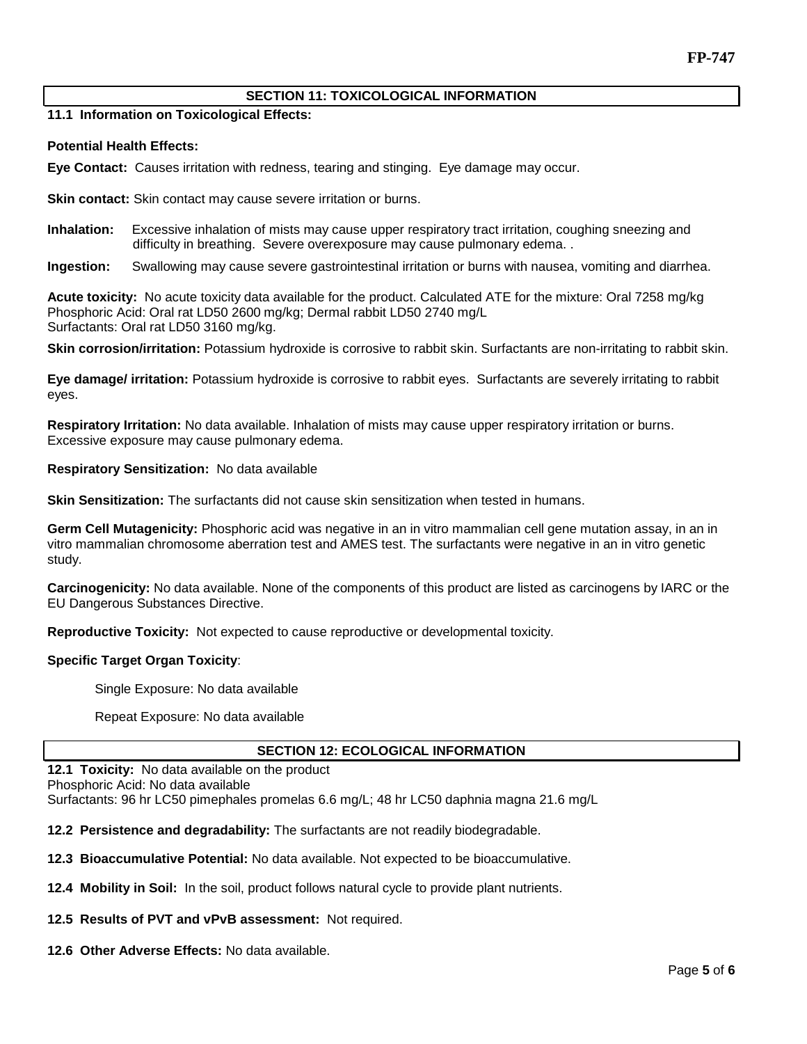## SECTION 11: TOXICOLOGICAL INFORMATION

**11.1 Information on Toxicological Effects:**

**Potential Health Effects:**

**Eye Contact:** Causes irritation with redness, tearing and stinging. Eye damage may occur.

**Skin contact:** Skin contact may cause severe irritation or burns.

**Inhalation:** Excessive inhalation of mists may cause upper respiratory tract irritation, coughing sneezing and difficulty in breathing. Severe overexposure may cause pulmonary edema. .

**Ingestion:** Swallowing may cause severe gastrointestinal irritation or burns with nausea, vomiting and diarrhea.

**Acute toxicity:** No acute toxicity data available for the product. Calculated ATE for the mixture: Oral 7258 mg/kg
Phosphoric Acid: Oral rat LD50 2600 mg/kg; Dermal rabbit LD50 2740 mg/L
Surfactants: Oral rat LD50 3160 mg/kg.

**Skin corrosion/irritation:** Potassium hydroxide is corrosive to rabbit skin. Surfactants are non-irritating to rabbit skin.

**Eye damage/ irritation:** Potassium hydroxide is corrosive to rabbit eyes. Surfactants are severely irritating to rabbit eyes.

**Respiratory Irritation:** No data available. Inhalation of mists may cause upper respiratory irritation or burns. Excessive exposure may cause pulmonary edema.

**Respiratory Sensitization:** No data available

**Skin Sensitization:** The surfactants did not cause skin sensitization when tested in humans.

**Germ Cell Mutagenicity:** Phosphoric acid was negative in an in vitro mammalian cell gene mutation assay, in an in vitro mammalian chromosome aberration test and AMES test. The surfactants were negative in an in vitro genetic study.

**Carcinogenicity:** No data available. None of the components of this product are listed as carcinogens by IARC or the EU Dangerous Substances Directive.

**Reproductive Toxicity:** Not expected to cause reproductive or developmental toxicity.

**Specific Target Organ Toxicity**:

Single Exposure: No data available

Repeat Exposure: No data available

## SECTION 12: ECOLOGICAL INFORMATION

**12.1 Toxicity:** No data available on the product
Phosphoric Acid: No data available
Surfactants: 96 hr LC50 pimephales promelas 6.6 mg/L; 48 hr LC50 daphnia magna 21.6 mg/L

**12.2 Persistence and degradability:** The surfactants are not readily biodegradable.

**12.3 Bioaccumulative Potential:** No data available. Not expected to be bioaccumulative.

**12.4 Mobility in Soil:** In the soil, product follows natural cycle to provide plant nutrients.

**12.5 Results of PVT and vPvB assessment:** Not required.

**12.6 Other Adverse Effects:** No data available.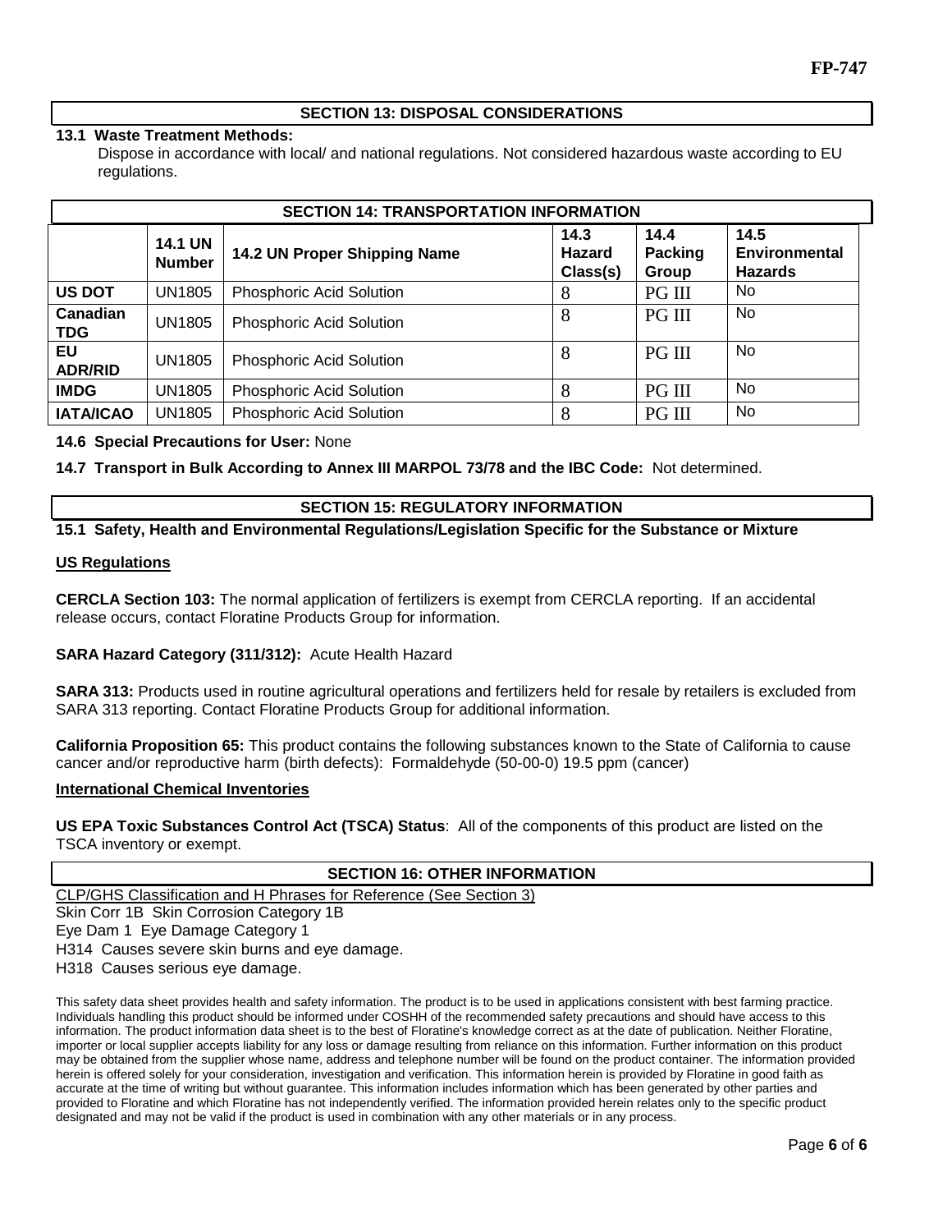## SECTION 13: DISPOSAL CONSIDERATIONS

**13.1 Waste Treatment Methods:**

Dispose in accordance with local/ and national regulations. Not considered hazardous waste according to EU regulations.

## SECTION 14: TRANSPORTATION INFORMATION

| | 14.1 UN Number | 14.2 UN Proper Shipping Name | 14.3 Hazard Class(s) | 14.4 Packing Group | 14.5 Environmental Hazards |
|---|---|---|---|---|---|
| **US DOT** | UN1805 | Phosphoric Acid Solution | 8 | PG III | No |
| **Canadian TDG** | UN1805 | Phosphoric Acid Solution | 8 | PG III | No |
| **EU ADR/RID** | UN1805 | Phosphoric Acid Solution | 8 | PG III | No |
| **IMDG** | UN1805 | Phosphoric Acid Solution | 8 | PG III | No |
| **IATA/ICAO** | UN1805 | Phosphoric Acid Solution | 8 | PG III | No |

**14.6 Special Precautions for User:** None

**14.7 Transport in Bulk According to Annex III MARPOL 73/78 and the IBC Code:** Not determined.

## SECTION 15: REGULATORY INFORMATION

**15.1 Safety, Health and Environmental Regulations/Legislation Specific for the Substance or Mixture**

**US Regulations**

**CERCLA Section 103:** The normal application of fertilizers is exempt from CERCLA reporting. If an accidental release occurs, contact Floratine Products Group for information.

**SARA Hazard Category (311/312):** Acute Health Hazard

**SARA 313:** Products used in routine agricultural operations and fertilizers held for resale by retailers is excluded from SARA 313 reporting. Contact Floratine Products Group for additional information.

**California Proposition 65:** This product contains the following substances known to the State of California to cause cancer and/or reproductive harm (birth defects): Formaldehyde (50-00-0) 19.5 ppm (cancer)

**International Chemical Inventories**

**US EPA Toxic Substances Control Act (TSCA) Status**: All of the components of this product are listed on the TSCA inventory or exempt.

## SECTION 16: OTHER INFORMATION

CLP/GHS Classification and H Phrases for Reference (See Section 3)

Skin Corr 1B Skin Corrosion Category 1B

Eye Dam 1 Eye Damage Category 1

H314 Causes severe skin burns and eye damage.

H318 Causes serious eye damage.

This safety data sheet provides health and safety information. The product is to be used in applications consistent with best farming practice. Individuals handling this product should be informed under COSHH of the recommended safety precautions and should have access to this information. The product information data sheet is to the best of Floratine's knowledge correct as at the date of publication. Neither Floratine, importer or local supplier accepts liability for any loss or damage resulting from reliance on this information. Further information on this product may be obtained from the supplier whose name, address and telephone number will be found on the product container. The information provided herein is offered solely for your consideration, investigation and verification. This information herein is provided by Floratine in good faith as accurate at the time of writing but without guarantee. This information includes information which has been generated by other parties and provided to Floratine and which Floratine has not independently verified. The information provided herein relates only to the specific product designated and may not be valid if the product is used in combination with any other materials or in any process.